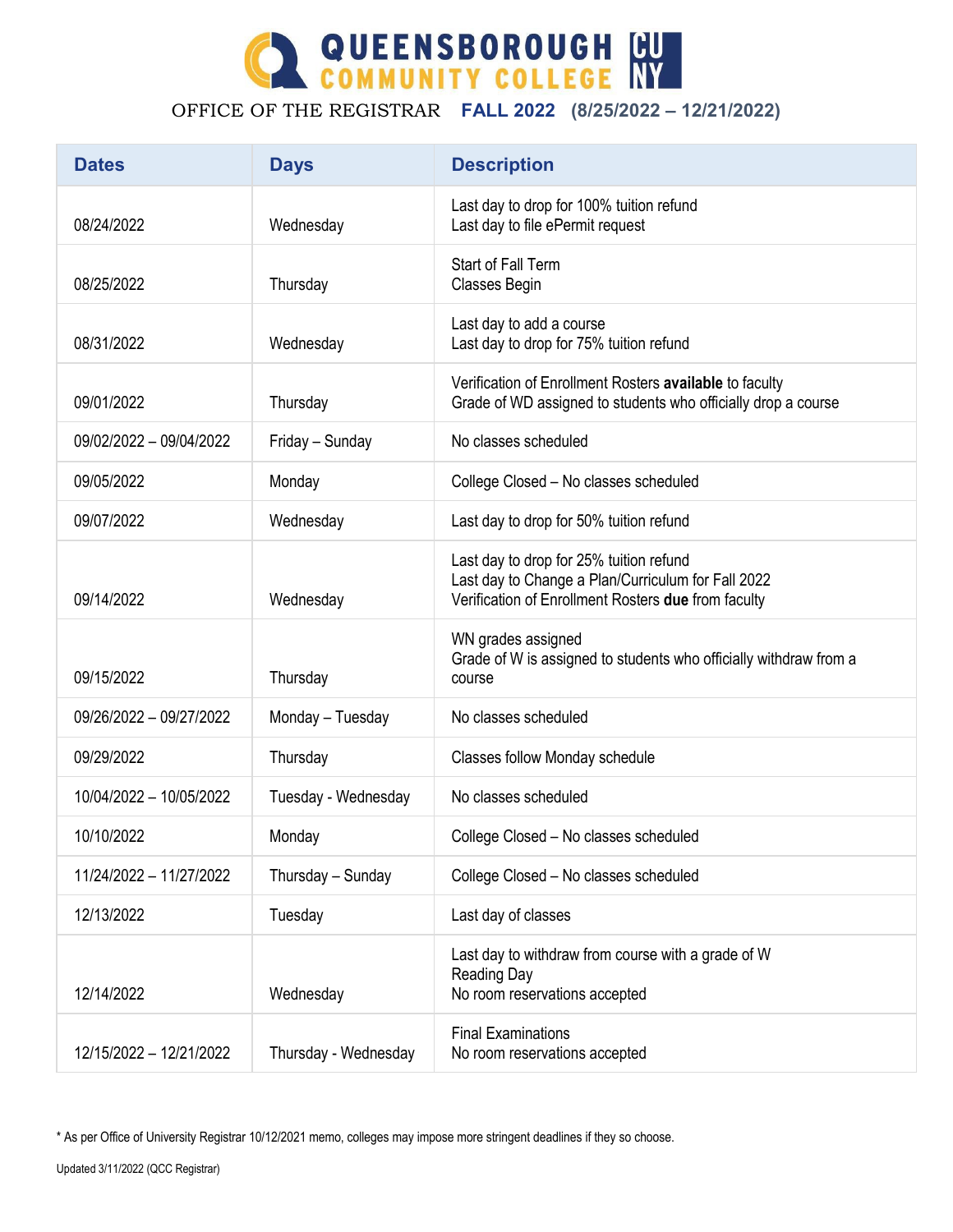# QUEENSBOROUGH COMMUNITY COLLEGE CUNY

OFFICE OF THE REGISTRAR **FALL 2022** **(8/25/2022 – 12/21/2022)**

| Dates | Days | Description |
|---|---|---|
| 08/24/2022 | Wednesday | Last day to drop for 100% tuition refund<br>Last day to file ePermit request |
| 08/25/2022 | Thursday | Start of Fall Term<br>Classes Begin |
| 08/31/2022 | Wednesday | Last day to add a course<br>Last day to drop for 75% tuition refund |
| 09/01/2022 | Thursday | Verification of Enrollment Rosters **available** to faculty<br>Grade of WD assigned to students who officially drop a course |
| 09/02/2022 – 09/04/2022 | Friday – Sunday | No classes scheduled |
| 09/05/2022 | Monday | College Closed – No classes scheduled |
| 09/07/2022 | Wednesday | Last day to drop for 50% tuition refund |
| 09/14/2022 | Wednesday | Last day to drop for 25% tuition refund<br>Last day to Change a Plan/Curriculum for Fall 2022<br>Verification of Enrollment Rosters **due** from faculty |
| 09/15/2022 | Thursday | WN grades assigned<br>Grade of W is assigned to students who officially withdraw from a course |
| 09/26/2022 – 09/27/2022 | Monday – Tuesday | No classes scheduled |
| 09/29/2022 | Thursday | Classes follow Monday schedule |
| 10/04/2022 – 10/05/2022 | Tuesday - Wednesday | No classes scheduled |
| 10/10/2022 | Monday | College Closed – No classes scheduled |
| 11/24/2022 – 11/27/2022 | Thursday – Sunday | College Closed – No classes scheduled |
| 12/13/2022 | Tuesday | Last day of classes |
| 12/14/2022 | Wednesday | Last day to withdraw from course with a grade of W<br>Reading Day<br>No room reservations accepted |
| 12/15/2022 – 12/21/2022 | Thursday - Wednesday | Final Examinations<br>No room reservations accepted |

* As per Office of University Registrar 10/12/2021 memo, colleges may impose more stringent deadlines if they so choose.

Updated 3/11/2022 (QCC Registrar)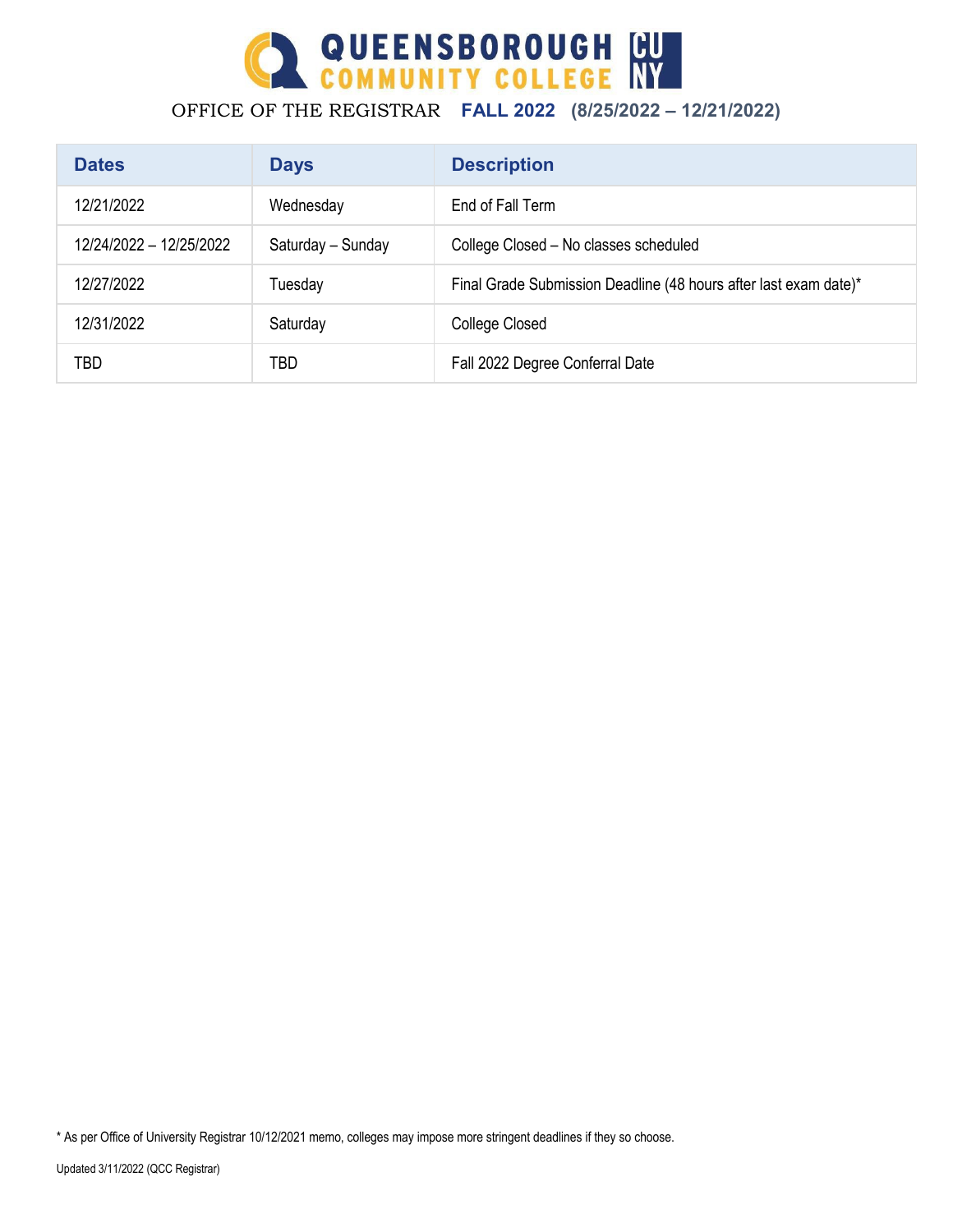OFFICE OF THE REGISTRAR **FALL 2022** **(8/25/2022 – 12/21/2022)**

| Dates | Days | Description |
| --- | --- | --- |
| 12/21/2022 | Wednesday | End of Fall Term |
| 12/24/2022 – 12/25/2022 | Saturday – Sunday | College Closed – No classes scheduled |
| 12/27/2022 | Tuesday | Final Grade Submission Deadline (48 hours after last exam date)* |
| 12/31/2022 | Saturday | College Closed |
| TBD | TBD | Fall 2022 Degree Conferral Date |

* As per Office of University Registrar 10/12/2021 memo, colleges may impose more stringent deadlines if they so choose.

Updated 3/11/2022 (QCC Registrar)